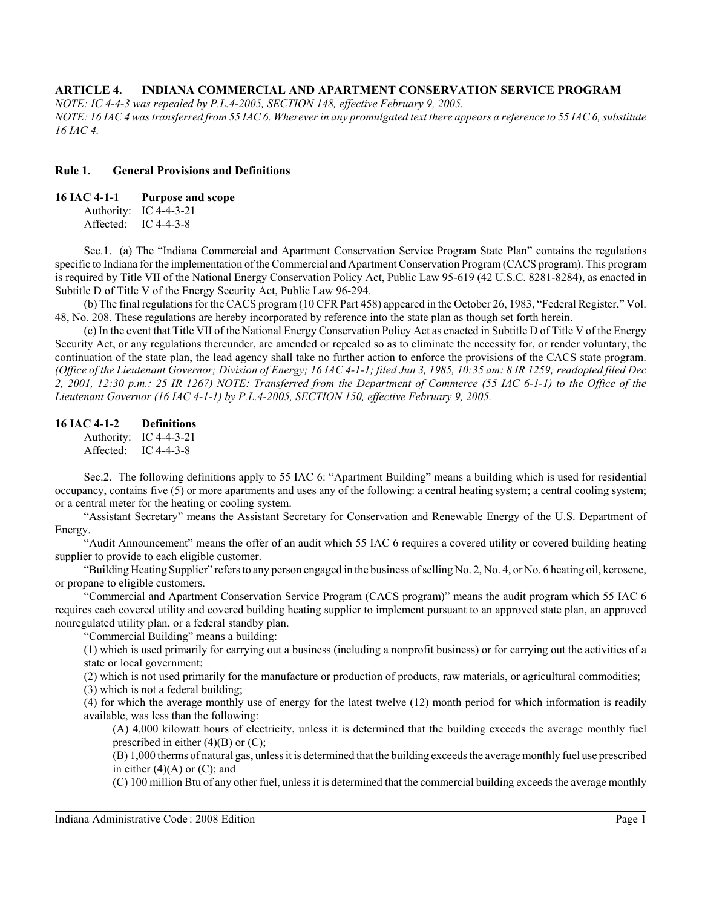# ARTICLE 4. INDIANA COMMERCIAL AND APARTMENT CONSERVATION SERVICE PROGRAM

*NOTE: IC 4-4-3 was repealed by P.L.4-2005, SECTION 148, effective February 9, 2005.*

*NOTE: 16 IAC 4 was transferred from 55 IAC 6. Wherever in any promulgated text there appears a reference to 55 IAC 6, substitute 16 IAC 4.*

## Rule 1. General Provisions and Definitions

### 16 IAC 4-1-1 Purpose and scope

Authority: IC 4-4-3-21
Affected: IC 4-4-3-8

Sec.1. (a) The "Indiana Commercial and Apartment Conservation Service Program State Plan" contains the regulations specific to Indiana for the implementation of the Commercial and Apartment Conservation Program (CACS program). This program is required by Title VII of the National Energy Conservation Policy Act, Public Law 95-619 (42 U.S.C. 8281-8284), as enacted in Subtitle D of Title V of the Energy Security Act, Public Law 96-294.

(b) The final regulations for the CACS program (10 CFR Part 458) appeared in the October 26, 1983, "Federal Register," Vol. 48, No. 208. These regulations are hereby incorporated by reference into the state plan as though set forth herein.

(c) In the event that Title VII of the National Energy Conservation Policy Act as enacted in Subtitle D of Title V of the Energy Security Act, or any regulations thereunder, are amended or repealed so as to eliminate the necessity for, or render voluntary, the continuation of the state plan, the lead agency shall take no further action to enforce the provisions of the CACS state program. *(Office of the Lieutenant Governor; Division of Energy; 16 IAC 4-1-1; filed Jun 3, 1985, 10:35 am: 8 IR 1259; readopted filed Dec 2, 2001, 12:30 p.m.: 25 IR 1267) NOTE: Transferred from the Department of Commerce (55 IAC 6-1-1) to the Office of the Lieutenant Governor (16 IAC 4-1-1) by P.L.4-2005, SECTION 150, effective February 9, 2005.*

### 16 IAC 4-1-2 Definitions

Authority: IC 4-4-3-21
Affected: IC 4-4-3-8

Sec.2. The following definitions apply to 55 IAC 6: "Apartment Building" means a building which is used for residential occupancy, contains five (5) or more apartments and uses any of the following: a central heating system; a central cooling system; or a central meter for the heating or cooling system.

"Assistant Secretary" means the Assistant Secretary for Conservation and Renewable Energy of the U.S. Department of Energy.

"Audit Announcement" means the offer of an audit which 55 IAC 6 requires a covered utility or covered building heating supplier to provide to each eligible customer.

"Building Heating Supplier" refers to any person engaged in the business of selling No. 2, No. 4, or No. 6 heating oil, kerosene, or propane to eligible customers.

"Commercial and Apartment Conservation Service Program (CACS program)" means the audit program which 55 IAC 6 requires each covered utility and covered building heating supplier to implement pursuant to an approved state plan, an approved nonregulated utility plan, or a federal standby plan.

"Commercial Building" means a building:

(1) which is used primarily for carrying out a business (including a nonprofit business) or for carrying out the activities of a state or local government;

(2) which is not used primarily for the manufacture or production of products, raw materials, or agricultural commodities;

(3) which is not a federal building;

(4) for which the average monthly use of energy for the latest twelve (12) month period for which information is readily available, was less than the following:

(A) 4,000 kilowatt hours of electricity, unless it is determined that the building exceeds the average monthly fuel prescribed in either (4)(B) or (C);

(B) 1,000 therms of natural gas, unless it is determined that the building exceeds the average monthly fuel use prescribed in either (4)(A) or (C); and

(C) 100 million Btu of any other fuel, unless it is determined that the commercial building exceeds the average monthly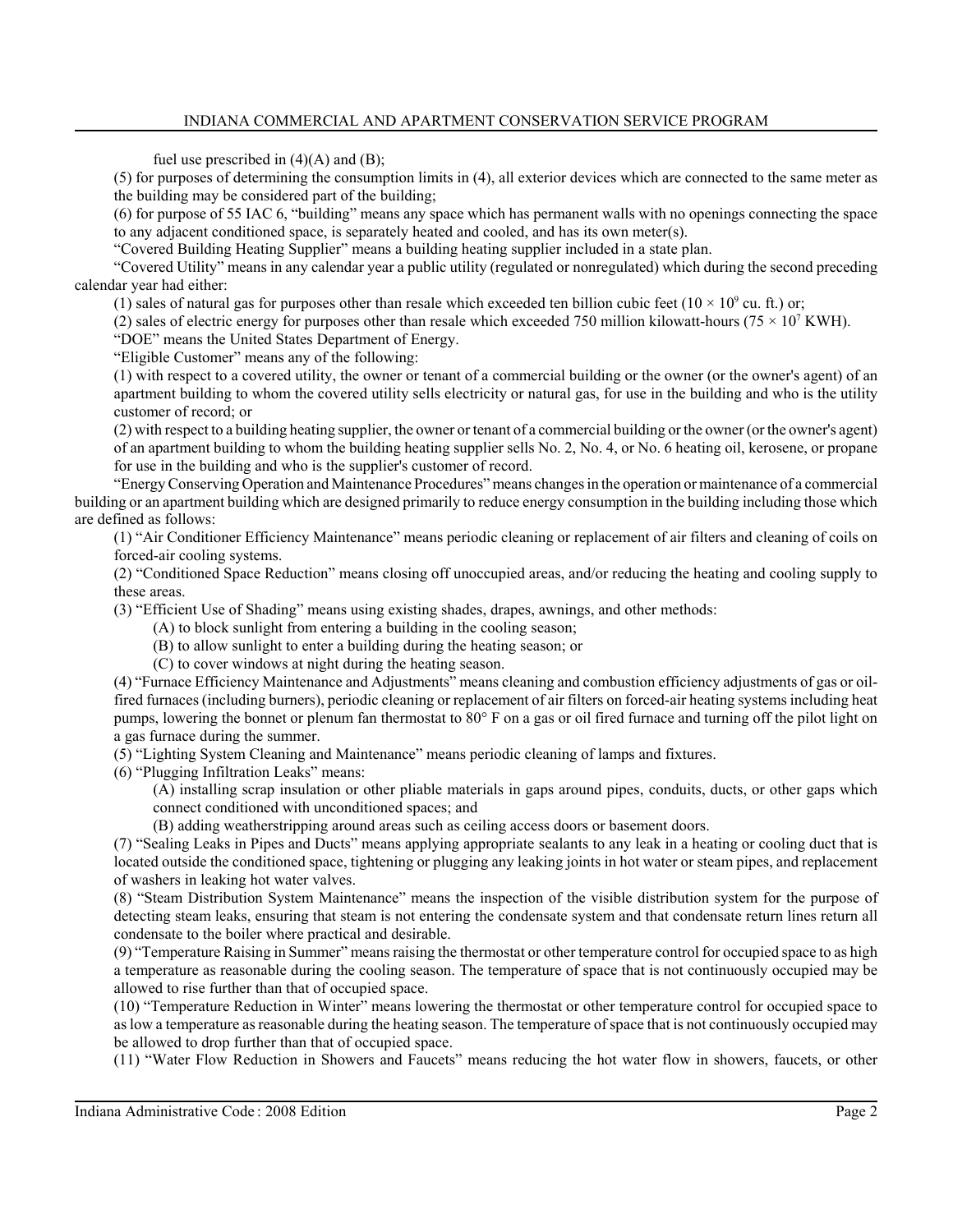fuel use prescribed in (4)(A) and (B);

(5) for purposes of determining the consumption limits in (4), all exterior devices which are connected to the same meter as the building may be considered part of the building;

(6) for purpose of 55 IAC 6, "building" means any space which has permanent walls with no openings connecting the space to any adjacent conditioned space, is separately heated and cooled, and has its own meter(s).

"Covered Building Heating Supplier" means a building heating supplier included in a state plan.

"Covered Utility" means in any calendar year a public utility (regulated or nonregulated) which during the second preceding calendar year had either:

(1) sales of natural gas for purposes other than resale which exceeded ten billion cubic feet ($10 \times 10^9$ cu. ft.) or;

(2) sales of electric energy for purposes other than resale which exceeded 750 million kilowatt-hours ($75 \times 10^7$ KWH).

"DOE" means the United States Department of Energy.

"Eligible Customer" means any of the following:

(1) with respect to a covered utility, the owner or tenant of a commercial building or the owner (or the owner's agent) of an apartment building to whom the covered utility sells electricity or natural gas, for use in the building and who is the utility customer of record; or

(2) with respect to a building heating supplier, the owner or tenant of a commercial building or the owner (or the owner's agent) of an apartment building to whom the building heating supplier sells No. 2, No. 4, or No. 6 heating oil, kerosene, or propane for use in the building and who is the supplier's customer of record.

"Energy Conserving Operation and Maintenance Procedures" means changes in the operation or maintenance of a commercial building or an apartment building which are designed primarily to reduce energy consumption in the building including those which are defined as follows:

(1) "Air Conditioner Efficiency Maintenance" means periodic cleaning or replacement of air filters and cleaning of coils on forced-air cooling systems.

(2) "Conditioned Space Reduction" means closing off unoccupied areas, and/or reducing the heating and cooling supply to these areas.

(3) "Efficient Use of Shading" means using existing shades, drapes, awnings, and other methods:

(A) to block sunlight from entering a building in the cooling season;

(B) to allow sunlight to enter a building during the heating season; or

(C) to cover windows at night during the heating season.

(4) "Furnace Efficiency Maintenance and Adjustments" means cleaning and combustion efficiency adjustments of gas or oil-fired furnaces (including burners), periodic cleaning or replacement of air filters on forced-air heating systems including heat pumps, lowering the bonnet or plenum fan thermostat to 80° F on a gas or oil fired furnace and turning off the pilot light on a gas furnace during the summer.

(5) "Lighting System Cleaning and Maintenance" means periodic cleaning of lamps and fixtures.

(6) "Plugging Infiltration Leaks" means:

(A) installing scrap insulation or other pliable materials in gaps around pipes, conduits, ducts, or other gaps which connect conditioned with unconditioned spaces; and

(B) adding weatherstripping around areas such as ceiling access doors or basement doors.

(7) "Sealing Leaks in Pipes and Ducts" means applying appropriate sealants to any leak in a heating or cooling duct that is located outside the conditioned space, tightening or plugging any leaking joints in hot water or steam pipes, and replacement of washers in leaking hot water valves.

(8) "Steam Distribution System Maintenance" means the inspection of the visible distribution system for the purpose of detecting steam leaks, ensuring that steam is not entering the condensate system and that condensate return lines return all condensate to the boiler where practical and desirable.

(9) "Temperature Raising in Summer" means raising the thermostat or other temperature control for occupied space to as high a temperature as reasonable during the cooling season. The temperature of space that is not continuously occupied may be allowed to rise further than that of occupied space.

(10) "Temperature Reduction in Winter" means lowering the thermostat or other temperature control for occupied space to as low a temperature as reasonable during the heating season. The temperature of space that is not continuously occupied may be allowed to drop further than that of occupied space.

(11) "Water Flow Reduction in Showers and Faucets" means reducing the hot water flow in showers, faucets, or other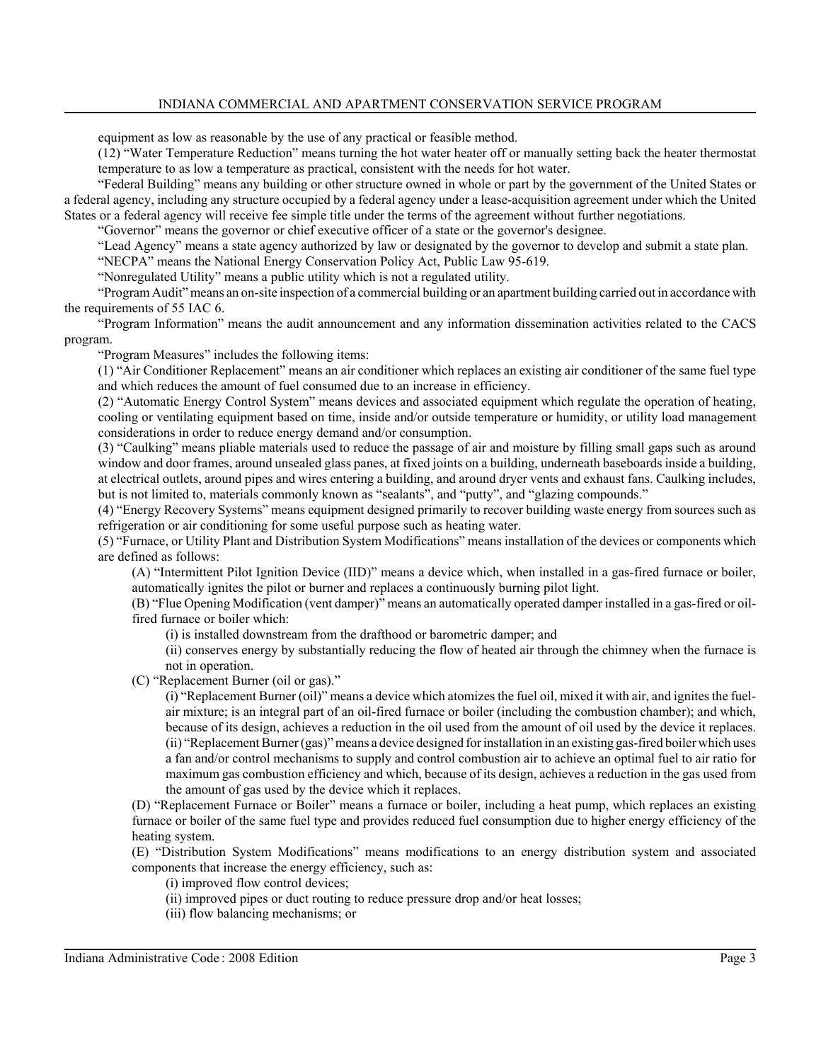equipment as low as reasonable by the use of any practical or feasible method.

(12) "Water Temperature Reduction" means turning the hot water heater off or manually setting back the heater thermostat temperature to as low a temperature as practical, consistent with the needs for hot water.

"Federal Building" means any building or other structure owned in whole or part by the government of the United States or a federal agency, including any structure occupied by a federal agency under a lease-acquisition agreement under which the United States or a federal agency will receive fee simple title under the terms of the agreement without further negotiations.

"Governor" means the governor or chief executive officer of a state or the governor's designee.

"Lead Agency" means a state agency authorized by law or designated by the governor to develop and submit a state plan.

"NECPA" means the National Energy Conservation Policy Act, Public Law 95-619.

"Nonregulated Utility" means a public utility which is not a regulated utility.

"Program Audit" means an on-site inspection of a commercial building or an apartment building carried out in accordance with the requirements of 55 IAC 6.

"Program Information" means the audit announcement and any information dissemination activities related to the CACS program.

"Program Measures" includes the following items:

(1) "Air Conditioner Replacement" means an air conditioner which replaces an existing air conditioner of the same fuel type and which reduces the amount of fuel consumed due to an increase in efficiency.

(2) "Automatic Energy Control System" means devices and associated equipment which regulate the operation of heating, cooling or ventilating equipment based on time, inside and/or outside temperature or humidity, or utility load management considerations in order to reduce energy demand and/or consumption.

(3) "Caulking" means pliable materials used to reduce the passage of air and moisture by filling small gaps such as around window and door frames, around unsealed glass panes, at fixed joints on a building, underneath baseboards inside a building, at electrical outlets, around pipes and wires entering a building, and around dryer vents and exhaust fans. Caulking includes, but is not limited to, materials commonly known as "sealants", and "putty", and "glazing compounds."

(4) "Energy Recovery Systems" means equipment designed primarily to recover building waste energy from sources such as refrigeration or air conditioning for some useful purpose such as heating water.

(5) "Furnace, or Utility Plant and Distribution System Modifications" means installation of the devices or components which are defined as follows:

(A) "Intermittent Pilot Ignition Device (IID)" means a device which, when installed in a gas-fired furnace or boiler, automatically ignites the pilot or burner and replaces a continuously burning pilot light.

(B) "Flue Opening Modification (vent damper)" means an automatically operated damper installed in a gas-fired or oil-fired furnace or boiler which:

(i) is installed downstream from the drafthood or barometric damper; and

(ii) conserves energy by substantially reducing the flow of heated air through the chimney when the furnace is not in operation.

(C) "Replacement Burner (oil or gas)."

(i) "Replacement Burner (oil)" means a device which atomizes the fuel oil, mixed it with air, and ignites the fuel-air mixture; is an integral part of an oil-fired furnace or boiler (including the combustion chamber); and which, because of its design, achieves a reduction in the oil used from the amount of oil used by the device it replaces.

(ii) "Replacement Burner (gas)" means a device designed for installation in an existing gas-fired boiler which uses a fan and/or control mechanisms to supply and control combustion air to achieve an optimal fuel to air ratio for maximum gas combustion efficiency and which, because of its design, achieves a reduction in the gas used from the amount of gas used by the device which it replaces.

(D) "Replacement Furnace or Boiler" means a furnace or boiler, including a heat pump, which replaces an existing furnace or boiler of the same fuel type and provides reduced fuel consumption due to higher energy efficiency of the heating system.

(E) "Distribution System Modifications" means modifications to an energy distribution system and associated components that increase the energy efficiency, such as:

(i) improved flow control devices;

(ii) improved pipes or duct routing to reduce pressure drop and/or heat losses;

(iii) flow balancing mechanisms; or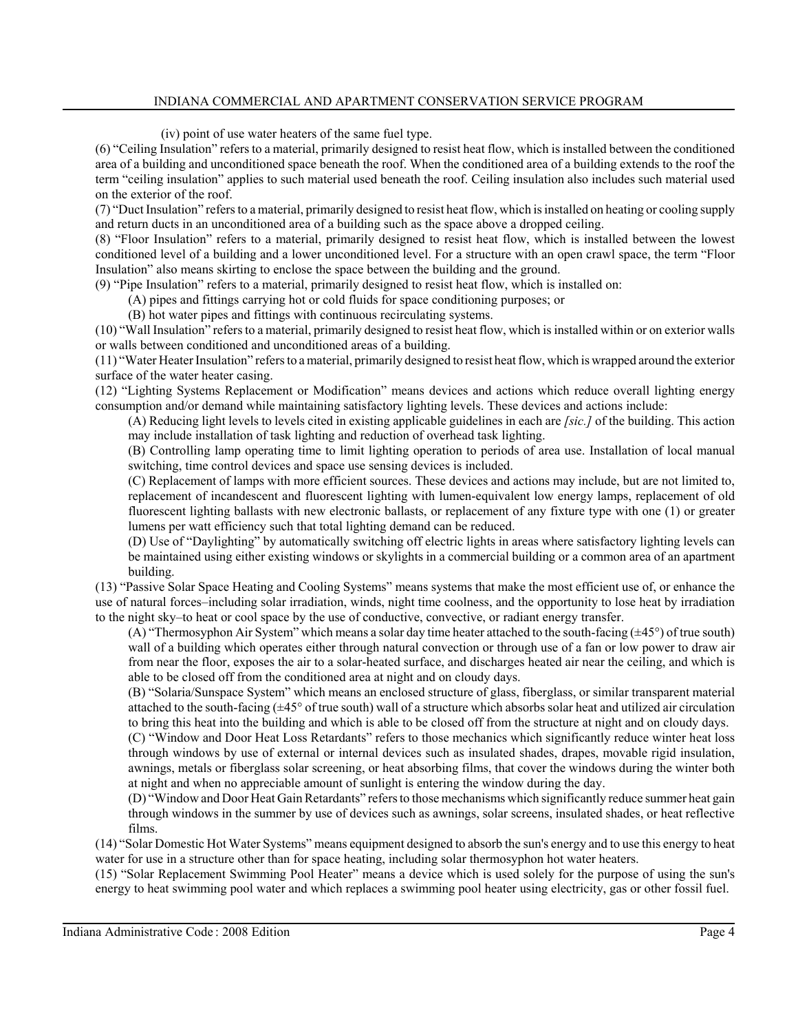(iv) point of use water heaters of the same fuel type.

(6) "Ceiling Insulation" refers to a material, primarily designed to resist heat flow, which is installed between the conditioned area of a building and unconditioned space beneath the roof. When the conditioned area of a building extends to the roof the term "ceiling insulation" applies to such material used beneath the roof. Ceiling insulation also includes such material used on the exterior of the roof.

(7) "Duct Insulation" refers to a material, primarily designed to resist heat flow, which is installed on heating or cooling supply and return ducts in an unconditioned area of a building such as the space above a dropped ceiling.

(8) "Floor Insulation" refers to a material, primarily designed to resist heat flow, which is installed between the lowest conditioned level of a building and a lower unconditioned level. For a structure with an open crawl space, the term "Floor Insulation" also means skirting to enclose the space between the building and the ground.

(9) "Pipe Insulation" refers to a material, primarily designed to resist heat flow, which is installed on:

(A) pipes and fittings carrying hot or cold fluids for space conditioning purposes; or

(B) hot water pipes and fittings with continuous recirculating systems.

(10) "Wall Insulation" refers to a material, primarily designed to resist heat flow, which is installed within or on exterior walls or walls between conditioned and unconditioned areas of a building.

(11) "Water Heater Insulation" refers to a material, primarily designed to resist heat flow, which is wrapped around the exterior surface of the water heater casing.

(12) "Lighting Systems Replacement or Modification" means devices and actions which reduce overall lighting energy consumption and/or demand while maintaining satisfactory lighting levels. These devices and actions include:

(A) Reducing light levels to levels cited in existing applicable guidelines in each are *[sic.]* of the building. This action may include installation of task lighting and reduction of overhead task lighting.

(B) Controlling lamp operating time to limit lighting operation to periods of area use. Installation of local manual switching, time control devices and space use sensing devices is included.

(C) Replacement of lamps with more efficient sources. These devices and actions may include, but are not limited to, replacement of incandescent and fluorescent lighting with lumen-equivalent low energy lamps, replacement of old fluorescent lighting ballasts with new electronic ballasts, or replacement of any fixture type with one (1) or greater lumens per watt efficiency such that total lighting demand can be reduced.

(D) Use of "Daylighting" by automatically switching off electric lights in areas where satisfactory lighting levels can be maintained using either existing windows or skylights in a commercial building or a common area of an apartment building.

(13) "Passive Solar Space Heating and Cooling Systems" means systems that make the most efficient use of, or enhance the use of natural forces–including solar irradiation, winds, night time coolness, and the opportunity to lose heat by irradiation to the night sky–to heat or cool space by the use of conductive, convective, or radiant energy transfer.

(A) "Thermosyphon Air System" which means a solar day time heater attached to the south-facing (±45°) of true south) wall of a building which operates either through natural convection or through use of a fan or low power to draw air from near the floor, exposes the air to a solar-heated surface, and discharges heated air near the ceiling, and which is able to be closed off from the conditioned area at night and on cloudy days.

(B) "Solaria/Sunspace System" which means an enclosed structure of glass, fiberglass, or similar transparent material attached to the south-facing (±45° of true south) wall of a structure which absorbs solar heat and utilized air circulation to bring this heat into the building and which is able to be closed off from the structure at night and on cloudy days.

(C) "Window and Door Heat Loss Retardants" refers to those mechanics which significantly reduce winter heat loss through windows by use of external or internal devices such as insulated shades, drapes, movable rigid insulation, awnings, metals or fiberglass solar screening, or heat absorbing films, that cover the windows during the winter both at night and when no appreciable amount of sunlight is entering the window during the day.

(D) "Window and Door Heat Gain Retardants" refers to those mechanisms which significantly reduce summer heat gain through windows in the summer by use of devices such as awnings, solar screens, insulated shades, or heat reflective films.

(14) "Solar Domestic Hot Water Systems" means equipment designed to absorb the sun's energy and to use this energy to heat water for use in a structure other than for space heating, including solar thermosyphon hot water heaters.

(15) "Solar Replacement Swimming Pool Heater" means a device which is used solely for the purpose of using the sun's energy to heat swimming pool water and which replaces a swimming pool heater using electricity, gas or other fossil fuel.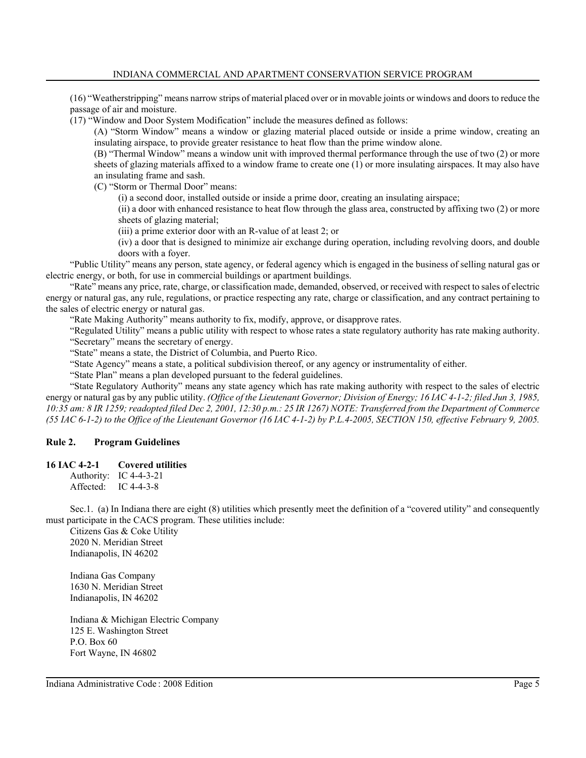(16) "Weatherstripping" means narrow strips of material placed over or in movable joints or windows and doors to reduce the passage of air and moisture.

(17) "Window and Door System Modification" include the measures defined as follows:

(A) "Storm Window" means a window or glazing material placed outside or inside a prime window, creating an insulating airspace, to provide greater resistance to heat flow than the prime window alone.

(B) "Thermal Window" means a window unit with improved thermal performance through the use of two (2) or more sheets of glazing materials affixed to a window frame to create one (1) or more insulating airspaces. It may also have an insulating frame and sash.

(C) "Storm or Thermal Door" means:

(i) a second door, installed outside or inside a prime door, creating an insulating airspace;

(ii) a door with enhanced resistance to heat flow through the glass area, constructed by affixing two (2) or more sheets of glazing material;

(iii) a prime exterior door with an R-value of at least 2; or

(iv) a door that is designed to minimize air exchange during operation, including revolving doors, and double doors with a foyer.

"Public Utility" means any person, state agency, or federal agency which is engaged in the business of selling natural gas or electric energy, or both, for use in commercial buildings or apartment buildings.

"Rate" means any price, rate, charge, or classification made, demanded, observed, or received with respect to sales of electric energy or natural gas, any rule, regulations, or practice respecting any rate, charge or classification, and any contract pertaining to the sales of electric energy or natural gas.

"Rate Making Authority" means authority to fix, modify, approve, or disapprove rates.

"Regulated Utility" means a public utility with respect to whose rates a state regulatory authority has rate making authority.

"Secretary" means the secretary of energy.

"State" means a state, the District of Columbia, and Puerto Rico.

"State Agency" means a state, a political subdivision thereof, or any agency or instrumentality of either.

"State Plan" means a plan developed pursuant to the federal guidelines.

"State Regulatory Authority" means any state agency which has rate making authority with respect to the sales of electric energy or natural gas by any public utility. *(Office of the Lieutenant Governor; Division of Energy; 16 IAC 4-1-2; filed Jun 3, 1985, 10:35 am: 8 IR 1259; readopted filed Dec 2, 2001, 12:30 p.m.: 25 IR 1267) NOTE: Transferred from the Department of Commerce (55 IAC 6-1-2) to the Office of the Lieutenant Governor (16 IAC 4-1-2) by P.L.4-2005, SECTION 150, effective February 9, 2005.*

## Rule 2. Program Guidelines

### 16 IAC 4-2-1 Covered utilities

Authority: IC 4-4-3-21
Affected: IC 4-4-3-8

Sec.1. (a) In Indiana there are eight (8) utilities which presently meet the definition of a "covered utility" and consequently must participate in the CACS program. These utilities include:

Citizens Gas & Coke Utility
2020 N. Meridian Street
Indianapolis, IN 46202

Indiana Gas Company
1630 N. Meridian Street
Indianapolis, IN 46202

Indiana & Michigan Electric Company
125 E. Washington Street
P.O. Box 60
Fort Wayne, IN 46802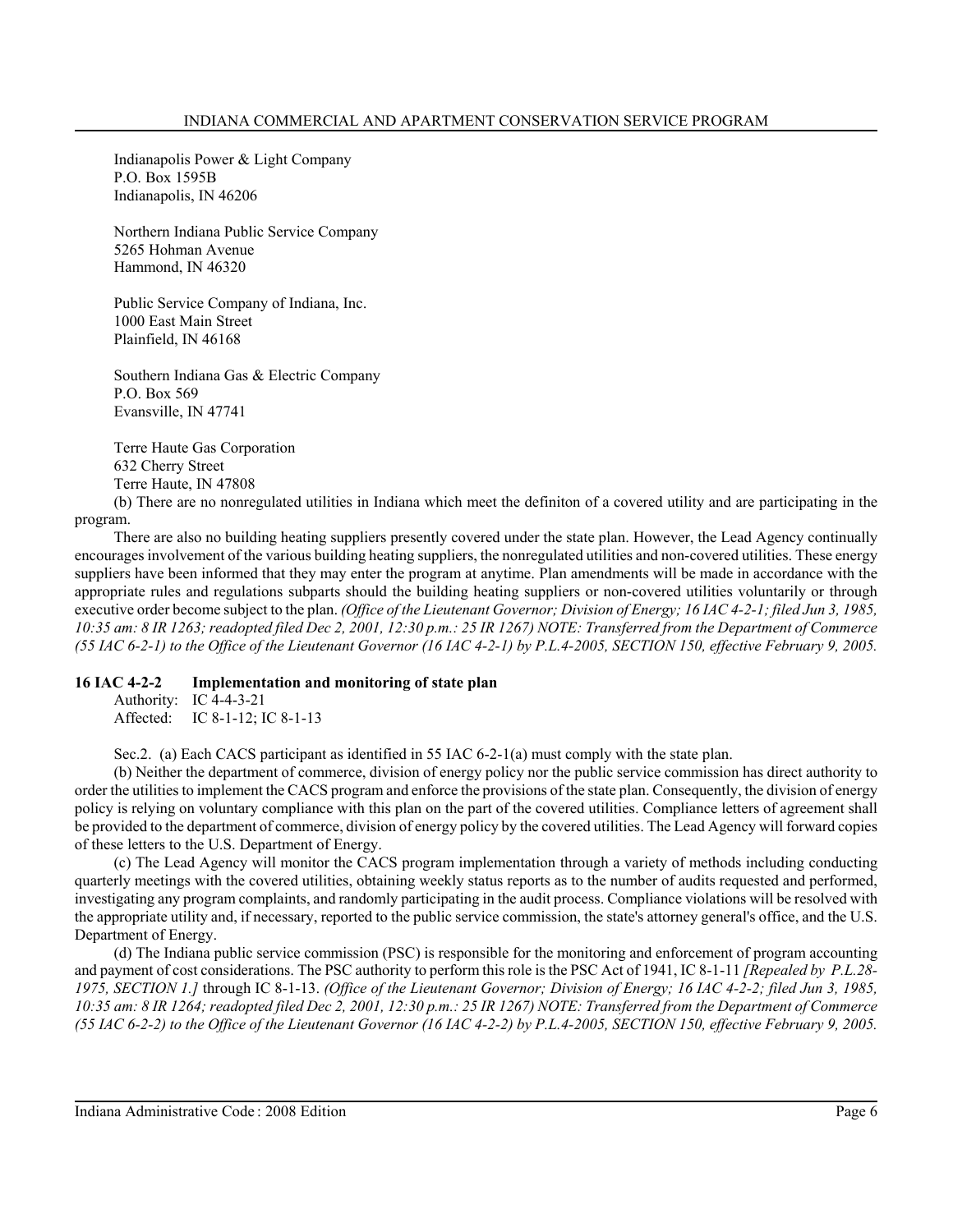Indianapolis Power & Light Company
P.O. Box 1595B
Indianapolis, IN 46206

Northern Indiana Public Service Company
5265 Hohman Avenue
Hammond, IN 46320

Public Service Company of Indiana, Inc.
1000 East Main Street
Plainfield, IN 46168

Southern Indiana Gas & Electric Company
P.O. Box 569
Evansville, IN 47741

Terre Haute Gas Corporation
632 Cherry Street
Terre Haute, IN 47808

(b) There are no nonregulated utilities in Indiana which meet the definiton of a covered utility and are participating in the program.

There are also no building heating suppliers presently covered under the state plan. However, the Lead Agency continually encourages involvement of the various building heating suppliers, the nonregulated utilities and non-covered utilities. These energy suppliers have been informed that they may enter the program at anytime. Plan amendments will be made in accordance with the appropriate rules and regulations subparts should the building heating suppliers or non-covered utilities voluntarily or through executive order become subject to the plan. *(Office of the Lieutenant Governor; Division of Energy; 16 IAC 4-2-1; filed Jun 3, 1985, 10:35 am: 8 IR 1263; readopted filed Dec 2, 2001, 12:30 p.m.: 25 IR 1267) NOTE: Transferred from the Department of Commerce (55 IAC 6-2-1) to the Office of the Lieutenant Governor (16 IAC 4-2-1) by P.L.4-2005, SECTION 150, effective February 9, 2005.*

### 16 IAC 4-2-2 Implementation and monitoring of state plan

Authority: IC 4-4-3-21
Affected: IC 8-1-12; IC 8-1-13

Sec.2. (a) Each CACS participant as identified in 55 IAC 6-2-1(a) must comply with the state plan.

(b) Neither the department of commerce, division of energy policy nor the public service commission has direct authority to order the utilities to implement the CACS program and enforce the provisions of the state plan. Consequently, the division of energy policy is relying on voluntary compliance with this plan on the part of the covered utilities. Compliance letters of agreement shall be provided to the department of commerce, division of energy policy by the covered utilities. The Lead Agency will forward copies of these letters to the U.S. Department of Energy.

(c) The Lead Agency will monitor the CACS program implementation through a variety of methods including conducting quarterly meetings with the covered utilities, obtaining weekly status reports as to the number of audits requested and performed, investigating any program complaints, and randomly participating in the audit process. Compliance violations will be resolved with the appropriate utility and, if necessary, reported to the public service commission, the state's attorney general's office, and the U.S. Department of Energy.

(d) The Indiana public service commission (PSC) is responsible for the monitoring and enforcement of program accounting and payment of cost considerations. The PSC authority to perform this role is the PSC Act of 1941, IC 8-1-11 *[Repealed by P.L.28-1975, SECTION 1.]* through IC 8-1-13. *(Office of the Lieutenant Governor; Division of Energy; 16 IAC 4-2-2; filed Jun 3, 1985, 10:35 am: 8 IR 1264; readopted filed Dec 2, 2001, 12:30 p.m.: 25 IR 1267) NOTE: Transferred from the Department of Commerce (55 IAC 6-2-2) to the Office of the Lieutenant Governor (16 IAC 4-2-2) by P.L.4-2005, SECTION 150, effective February 9, 2005.*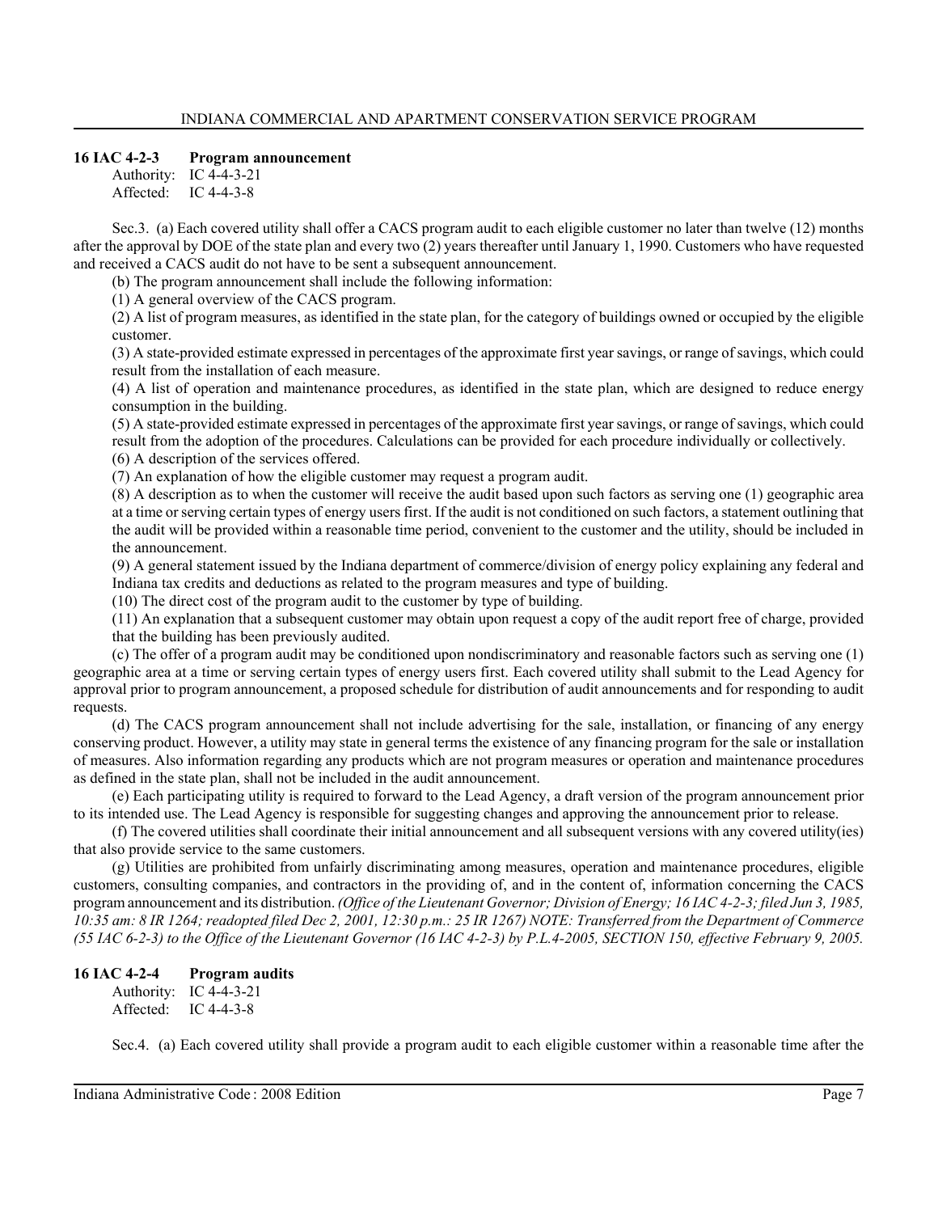### 16 IAC 4-2-3 Program announcement

Authority: IC 4-4-3-21
Affected: IC 4-4-3-8

Sec.3. (a) Each covered utility shall offer a CACS program audit to each eligible customer no later than twelve (12) months after the approval by DOE of the state plan and every two (2) years thereafter until January 1, 1990. Customers who have requested and received a CACS audit do not have to be sent a subsequent announcement.

(b) The program announcement shall include the following information:

(1) A general overview of the CACS program.

(2) A list of program measures, as identified in the state plan, for the category of buildings owned or occupied by the eligible customer.

(3) A state-provided estimate expressed in percentages of the approximate first year savings, or range of savings, which could result from the installation of each measure.

(4) A list of operation and maintenance procedures, as identified in the state plan, which are designed to reduce energy consumption in the building.

(5) A state-provided estimate expressed in percentages of the approximate first year savings, or range of savings, which could result from the adoption of the procedures. Calculations can be provided for each procedure individually or collectively.

(6) A description of the services offered.

(7) An explanation of how the eligible customer may request a program audit.

(8) A description as to when the customer will receive the audit based upon such factors as serving one (1) geographic area at a time or serving certain types of energy users first. If the audit is not conditioned on such factors, a statement outlining that the audit will be provided within a reasonable time period, convenient to the customer and the utility, should be included in the announcement.

(9) A general statement issued by the Indiana department of commerce/division of energy policy explaining any federal and Indiana tax credits and deductions as related to the program measures and type of building.

(10) The direct cost of the program audit to the customer by type of building.

(11) An explanation that a subsequent customer may obtain upon request a copy of the audit report free of charge, provided that the building has been previously audited.

(c) The offer of a program audit may be conditioned upon nondiscriminatory and reasonable factors such as serving one (1) geographic area at a time or serving certain types of energy users first. Each covered utility shall submit to the Lead Agency for approval prior to program announcement, a proposed schedule for distribution of audit announcements and for responding to audit requests.

(d) The CACS program announcement shall not include advertising for the sale, installation, or financing of any energy conserving product. However, a utility may state in general terms the existence of any financing program for the sale or installation of measures. Also information regarding any products which are not program measures or operation and maintenance procedures as defined in the state plan, shall not be included in the audit announcement.

(e) Each participating utility is required to forward to the Lead Agency, a draft version of the program announcement prior to its intended use. The Lead Agency is responsible for suggesting changes and approving the announcement prior to release.

(f) The covered utilities shall coordinate their initial announcement and all subsequent versions with any covered utility(ies) that also provide service to the same customers.

(g) Utilities are prohibited from unfairly discriminating among measures, operation and maintenance procedures, eligible customers, consulting companies, and contractors in the providing of, and in the content of, information concerning the CACS program announcement and its distribution. *(Office of the Lieutenant Governor; Division of Energy; 16 IAC 4-2-3; filed Jun 3, 1985, 10:35 am: 8 IR 1264; readopted filed Dec 2, 2001, 12:30 p.m.: 25 IR 1267) NOTE: Transferred from the Department of Commerce (55 IAC 6-2-3) to the Office of the Lieutenant Governor (16 IAC 4-2-3) by P.L.4-2005, SECTION 150, effective February 9, 2005.*

### 16 IAC 4-2-4 Program audits

Authority: IC 4-4-3-21
Affected: IC 4-4-3-8

Sec.4. (a) Each covered utility shall provide a program audit to each eligible customer within a reasonable time after the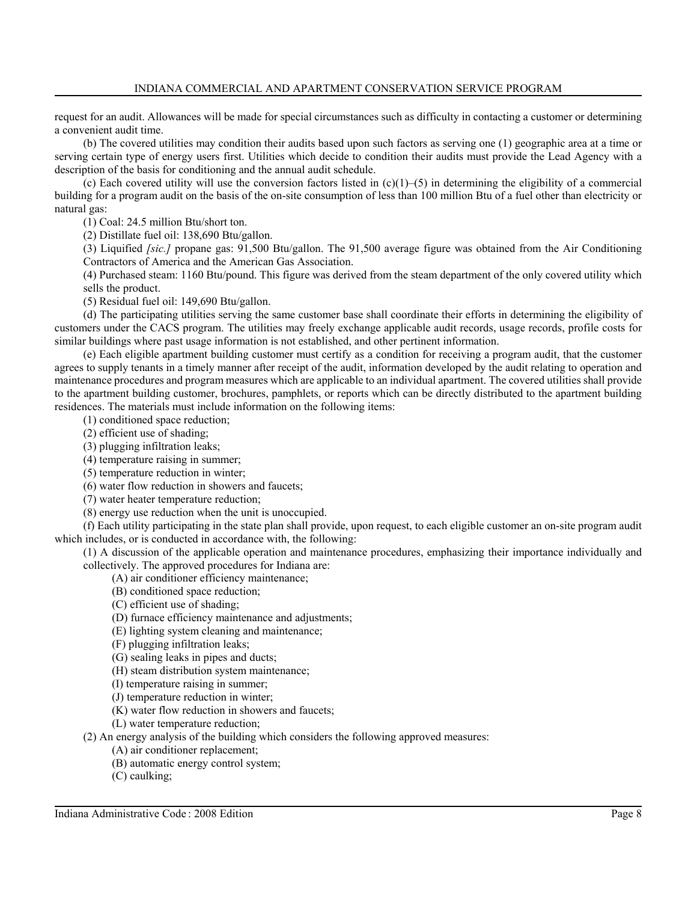request for an audit. Allowances will be made for special circumstances such as difficulty in contacting a customer or determining a convenient audit time.

(b) The covered utilities may condition their audits based upon such factors as serving one (1) geographic area at a time or serving certain type of energy users first. Utilities which decide to condition their audits must provide the Lead Agency with a description of the basis for conditioning and the annual audit schedule.

(c) Each covered utility will use the conversion factors listed in (c)(1)–(5) in determining the eligibility of a commercial building for a program audit on the basis of the on-site consumption of less than 100 million Btu of a fuel other than electricity or natural gas:

(1) Coal: 24.5 million Btu/short ton.

(2) Distillate fuel oil: 138,690 Btu/gallon.

(3) Liquified *[sic.]* propane gas: 91,500 Btu/gallon. The 91,500 average figure was obtained from the Air Conditioning Contractors of America and the American Gas Association.

(4) Purchased steam: 1160 Btu/pound. This figure was derived from the steam department of the only covered utility which sells the product.

(5) Residual fuel oil: 149,690 Btu/gallon.

(d) The participating utilities serving the same customer base shall coordinate their efforts in determining the eligibility of customers under the CACS program. The utilities may freely exchange applicable audit records, usage records, profile costs for similar buildings where past usage information is not established, and other pertinent information.

(e) Each eligible apartment building customer must certify as a condition for receiving a program audit, that the customer agrees to supply tenants in a timely manner after receipt of the audit, information developed by the audit relating to operation and maintenance procedures and program measures which are applicable to an individual apartment. The covered utilities shall provide to the apartment building customer, brochures, pamphlets, or reports which can be directly distributed to the apartment building residences. The materials must include information on the following items:

(1) conditioned space reduction;

(2) efficient use of shading;

(3) plugging infiltration leaks;

(4) temperature raising in summer;

(5) temperature reduction in winter;

(6) water flow reduction in showers and faucets;

(7) water heater temperature reduction;

(8) energy use reduction when the unit is unoccupied.

(f) Each utility participating in the state plan shall provide, upon request, to each eligible customer an on-site program audit which includes, or is conducted in accordance with, the following:

(1) A discussion of the applicable operation and maintenance procedures, emphasizing their importance individually and collectively. The approved procedures for Indiana are:

(A) air conditioner efficiency maintenance;

(B) conditioned space reduction;

(C) efficient use of shading;

(D) furnace efficiency maintenance and adjustments;

(E) lighting system cleaning and maintenance;

(F) plugging infiltration leaks;

(G) sealing leaks in pipes and ducts;

(H) steam distribution system maintenance;

(I) temperature raising in summer;

(J) temperature reduction in winter;

(K) water flow reduction in showers and faucets;

(L) water temperature reduction;

(2) An energy analysis of the building which considers the following approved measures:

(A) air conditioner replacement;

(B) automatic energy control system;

(C) caulking;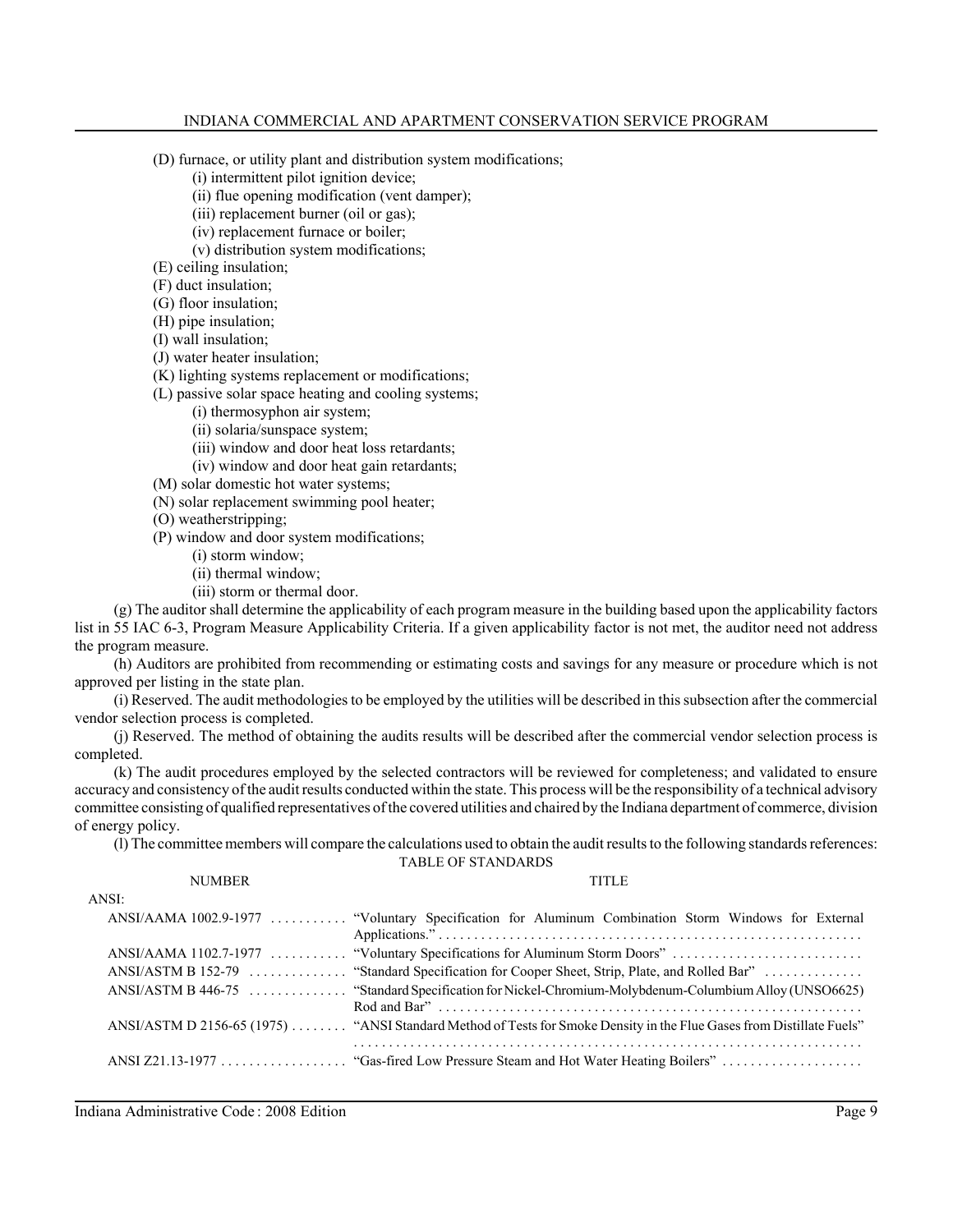(D) furnace, or utility plant and distribution system modifications;
- (i) intermittent pilot ignition device;
- (ii) flue opening modification (vent damper);
- (iii) replacement burner (oil or gas);
- (iv) replacement furnace or boiler;
- (v) distribution system modifications;

(E) ceiling insulation;
(F) duct insulation;
(G) floor insulation;
(H) pipe insulation;
(I) wall insulation;
(J) water heater insulation;
(K) lighting systems replacement or modifications;
(L) passive solar space heating and cooling systems;
- (i) thermosyphon air system;
- (ii) solaria/sunspace system;
- (iii) window and door heat loss retardants;
- (iv) window and door heat gain retardants;

(M) solar domestic hot water systems;
(N) solar replacement swimming pool heater;
(O) weatherstripping;
(P) window and door system modifications;
- (i) storm window;
- (ii) thermal window;
- (iii) storm or thermal door.

(g) The auditor shall determine the applicability of each program measure in the building based upon the applicability factors list in 55 IAC 6-3, Program Measure Applicability Criteria. If a given applicability factor is not met, the auditor need not address the program measure.

(h) Auditors are prohibited from recommending or estimating costs and savings for any measure or procedure which is not approved per listing in the state plan.

(i) Reserved. The audit methodologies to be employed by the utilities will be described in this subsection after the commercial vendor selection process is completed.

(j) Reserved. The method of obtaining the audits results will be described after the commercial vendor selection process is completed.

(k) The audit procedures employed by the selected contractors will be reviewed for completeness; and validated to ensure accuracy and consistency of the audit results conducted within the state. This process will be the responsibility of a technical advisory committee consisting of qualified representatives of the covered utilities and chaired by the Indiana department of commerce, division of energy policy.

(l) The committee members will compare the calculations used to obtain the audit results to the following standards references:

TABLE OF STANDARDS

| NUMBER | TITLE |
|---|---|
| ANSI: | |
| ANSI/AAMA 1002.9-1977 | "Voluntary Specification for Aluminum Combination Storm Windows for External Applications." |
| ANSI/AAMA 1102.7-1977 | "Voluntary Specifications for Aluminum Storm Doors" |
| ANSI/ASTM B 152-79 | "Standard Specification for Cooper Sheet, Strip, Plate, and Rolled Bar" |
| ANSI/ASTM B 446-75 | "Standard Specification for Nickel-Chromium-Molybdenum-Columbium Alloy (UNSO6625) Rod and Bar" |
| ANSI/ASTM D 2156-65 (1975) | "ANSI Standard Method of Tests for Smoke Density in the Flue Gases from Distillate Fuels" |
| ANSI Z21.13-1977 | "Gas-fired Low Pressure Steam and Hot Water Heating Boilers" |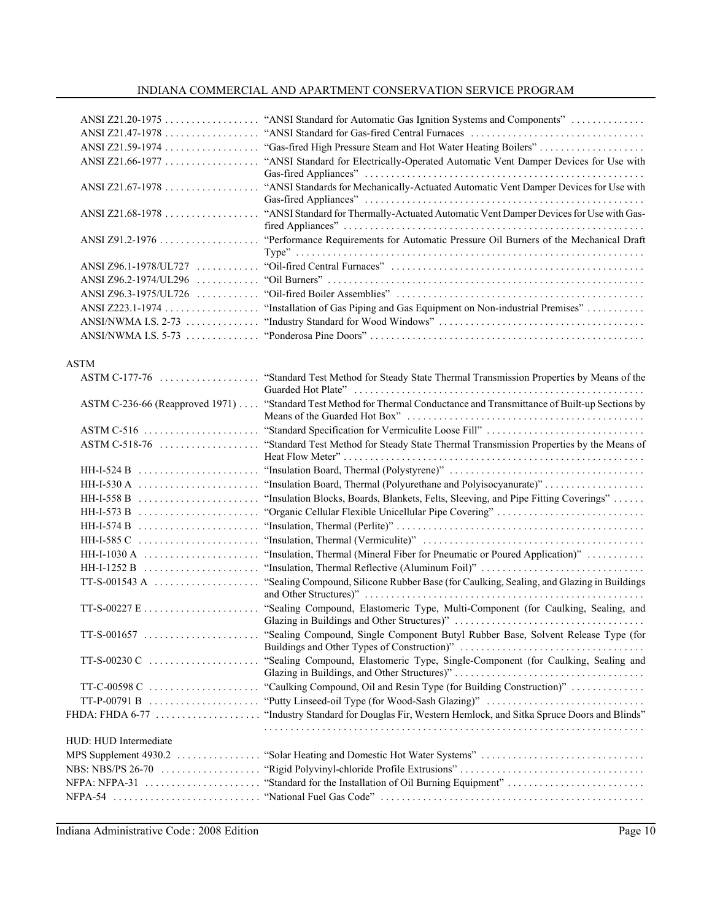| | |
|---|---|
| ANSI Z21.20-1975 | "ANSI Standard for Automatic Gas Ignition Systems and Components" |
| ANSI Z21.47-1978 | "ANSI Standard for Gas-fired Central Furnaces |
| ANSI Z21.59-1974 | "Gas-fired High Pressure Steam and Hot Water Heating Boilers" |
| ANSI Z21.66-1977 | "ANSI Standard for Electrically-Operated Automatic Vent Damper Devices for Use with Gas-fired Appliances" |
| ANSI Z21.67-1978 | "ANSI Standards for Mechanically-Actuated Automatic Vent Damper Devices for Use with Gas-fired Appliances" |
| ANSI Z21.68-1978 | "ANSI Standard for Thermally-Actuated Automatic Vent Damper Devices for Use with Gas-fired Appliances" |
| ANSI Z91.2-1976 | "Performance Requirements for Automatic Pressure Oil Burners of the Mechanical Draft Type" |
| ANSI Z96.1-1978/UL727 | "Oil-fired Central Furnaces" |
| ANSI Z96.2-1974/UL296 | "Oil Burners" |
| ANSI Z96.3-1975/UL726 | "Oil-fired Boiler Assemblies" |
| ANSI Z223.1-1974 | "Installation of Gas Piping and Gas Equipment on Non-industrial Premises" |
| ANSI/NWMA I.S. 2-73 | "Industry Standard for Wood Windows" |
| ANSI/NWMA I.S. 5-73 | "Ponderosa Pine Doors" |

ASTM

| | |
|---|---|
| ASTM C-177-76 | "Standard Test Method for Steady State Thermal Transmission Properties by Means of the Guarded Hot Plate" |
| ASTM C-236-66 (Reapproved 1971) | "Standard Test Method for Thermal Conductance and Transmittance of Built-up Sections by Means of the Guarded Hot Box" |
| ASTM C-516 | "Standard Specification for Vermiculite Loose Fill" |
| ASTM C-518-76 | "Standard Test Method for Steady State Thermal Transmission Properties by the Means of Heat Flow Meter" |
| HH-I-524 B | "Insulation Board, Thermal (Polystyrene)" |
| HH-I-530 A | "Insulation Board, Thermal (Polyurethane and Polyisocyanurate)" |
| HH-I-558 B | "Insulation Blocks, Boards, Blankets, Felts, Sleeving, and Pipe Fitting Coverings" |
| HH-I-573 B | "Organic Cellular Flexible Unicellular Pipe Covering" |
| HH-I-574 B | "Insulation, Thermal (Perlite)" |
| HH-I-585 C | "Insulation, Thermal (Vermiculite)" |
| HH-I-1030 A | "Insulation, Thermal (Mineral Fiber for Pneumatic or Poured Application)" |
| HH-I-1252 B | "Insulation, Thermal Reflective (Aluminum Foil)" |
| TT-S-001543 A | "Sealing Compound, Silicone Rubber Base (for Caulking, Sealing, and Glazing in Buildings and Other Structures)" |
| TT-S-00227 E | "Sealing Compound, Elastomeric Type, Multi-Component (for Caulking, Sealing, and Glazing in Buildings and Other Structures)" |
| TT-S-001657 | "Sealing Compound, Single Component Butyl Rubber Base, Solvent Release Type (for Buildings and Other Types of Construction)" |
| TT-S-00230 C | "Sealing Compound, Elastomeric Type, Single-Component (for Caulking, Sealing and Glazing in Buildings, and Other Structures)" |
| TT-C-00598 C | "Caulking Compound, Oil and Resin Type (for Building Construction)" |
| TT-P-00791 B | "Putty Linseed-oil Type (for Wood-Sash Glazing)" |
| FHDA: FHDA 6-77 | "Industry Standard for Douglas Fir, Western Hemlock, and Sitka Spruce Doors and Blinds" |

HUD: HUD Intermediate

| | |
|---|---|
| MPS Supplement 4930.2 | "Solar Heating and Domestic Hot Water Systems" |
| NBS: NBS/PS 26-70 | "Rigid Polyvinyl-chloride Profile Extrusions" |
| NFPA: NFPA-31 | "Standard for the Installation of Oil Burning Equipment" |
| NFPA-54 | "National Fuel Gas Code" |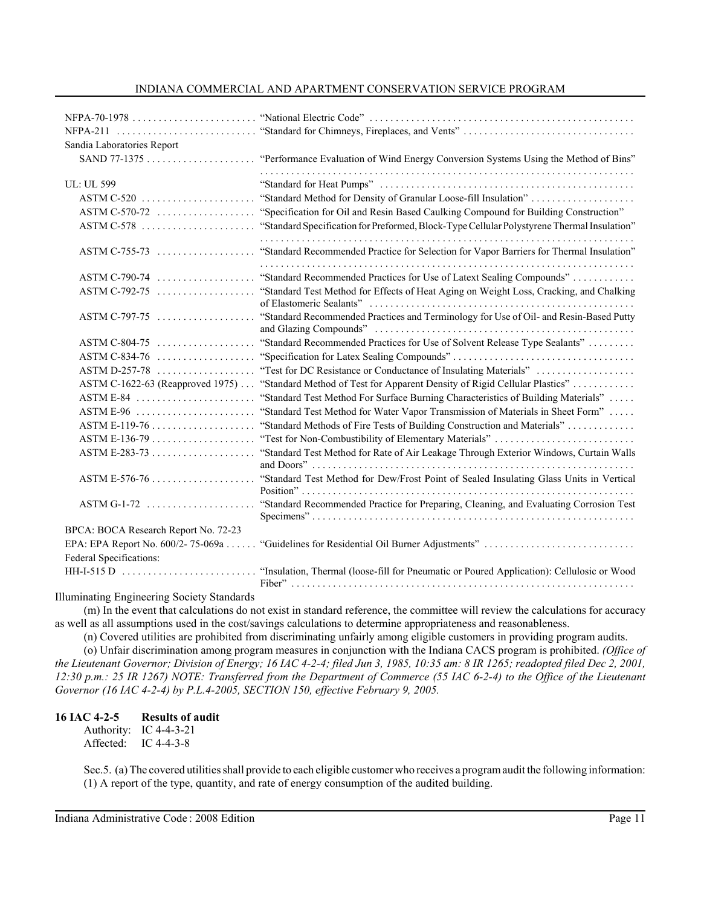| | |
|---|---|
| NFPA-70-1978 | "National Electric Code" |
| NFPA-211 | "Standard for Chimneys, Fireplaces, and Vents" |
| Sandia Laboratories Report | |
| SAND 77-1375 | "Performance Evaluation of Wind Energy Conversion Systems Using the Method of Bins" |
| UL: UL 599 | "Standard for Heat Pumps" |
| ASTM C-520 | "Standard Method for Density of Granular Loose-fill Insulation" |
| ASTM C-570-72 | "Specification for Oil and Resin Based Caulking Compound for Building Construction" |
| ASTM C-578 | "Standard Specification for Preformed, Block-Type Cellular Polystyrene Thermal Insulation" |
| ASTM C-755-73 | "Standard Recommended Practice for Selection for Vapor Barriers for Thermal Insulation" |
| ASTM C-790-74 | "Standard Recommended Practices for Use of Latext Sealing Compounds" |
| ASTM C-792-75 | "Standard Test Method for Effects of Heat Aging on Weight Loss, Cracking, and Chalking of Elastomeric Sealants" |
| ASTM C-797-75 | "Standard Recommended Practices and Terminology for Use of Oil- and Resin-Based Putty and Glazing Compounds" |
| ASTM C-804-75 | "Standard Recommended Practices for Use of Solvent Release Type Sealants" |
| ASTM C-834-76 | "Specification for Latex Sealing Compounds" |
| ASTM D-257-78 | "Test for DC Resistance or Conductance of Insulating Materials" |
| ASTM C-1622-63 (Reapproved 1975) | "Standard Method of Test for Apparent Density of Rigid Cellular Plastics" |
| ASTM E-84 | "Standard Test Method For Surface Burning Characteristics of Building Materials" |
| ASTM E-96 | "Standard Test Method for Water Vapor Transmission of Materials in Sheet Form" |
| ASTM E-119-76 | "Standard Methods of Fire Tests of Building Construction and Materials" |
| ASTM E-136-79 | "Test for Non-Combustibility of Elementary Materials" |
| ASTM E-283-73 | "Standard Test Method for Rate of Air Leakage Through Exterior Windows, Curtain Walls and Doors" |
| ASTM E-576-76 | "Standard Test Method for Dew/Frost Point of Sealed Insulating Glass Units in Vertical Position" |
| ASTM G-1-72 | "Standard Recommended Practice for Preparing, Cleaning, and Evaluating Corrosion Test Specimens" |
| BPCA: BOCA Research Report No. 72-23 | |
| EPA: EPA Report No. 600/2- 75-069a | "Guidelines for Residential Oil Burner Adjustments" |
| Federal Specifications: | |
| HH-I-515 D | "Insulation, Thermal (loose-fill for Pneumatic or Poured Application): Cellulosic or Wood Fiber" |

Illuminating Engineering Society Standards

(m) In the event that calculations do not exist in standard reference, the committee will review the calculations for accuracy as well as all assumptions used in the cost/savings calculations to determine appropriateness and reasonableness.

(n) Covered utilities are prohibited from discriminating unfairly among eligible customers in providing program audits.

(o) Unfair discrimination among program measures in conjunction with the Indiana CACS program is prohibited. *(Office of the Lieutenant Governor; Division of Energy; 16 IAC 4-2-4; filed Jun 3, 1985, 10:35 am: 8 IR 1265; readopted filed Dec 2, 2001, 12:30 p.m.: 25 IR 1267) NOTE: Transferred from the Department of Commerce (55 IAC 6-2-4) to the Office of the Lieutenant Governor (16 IAC 4-2-4) by P.L.4-2005, SECTION 150, effective February 9, 2005.*

### 16 IAC 4-2-5 Results of audit

Authority: IC 4-4-3-21
Affected: IC 4-4-3-8

Sec.5. (a) The covered utilities shall provide to each eligible customer who receives a program audit the following information:
(1) A report of the type, quantity, and rate of energy consumption of the audited building.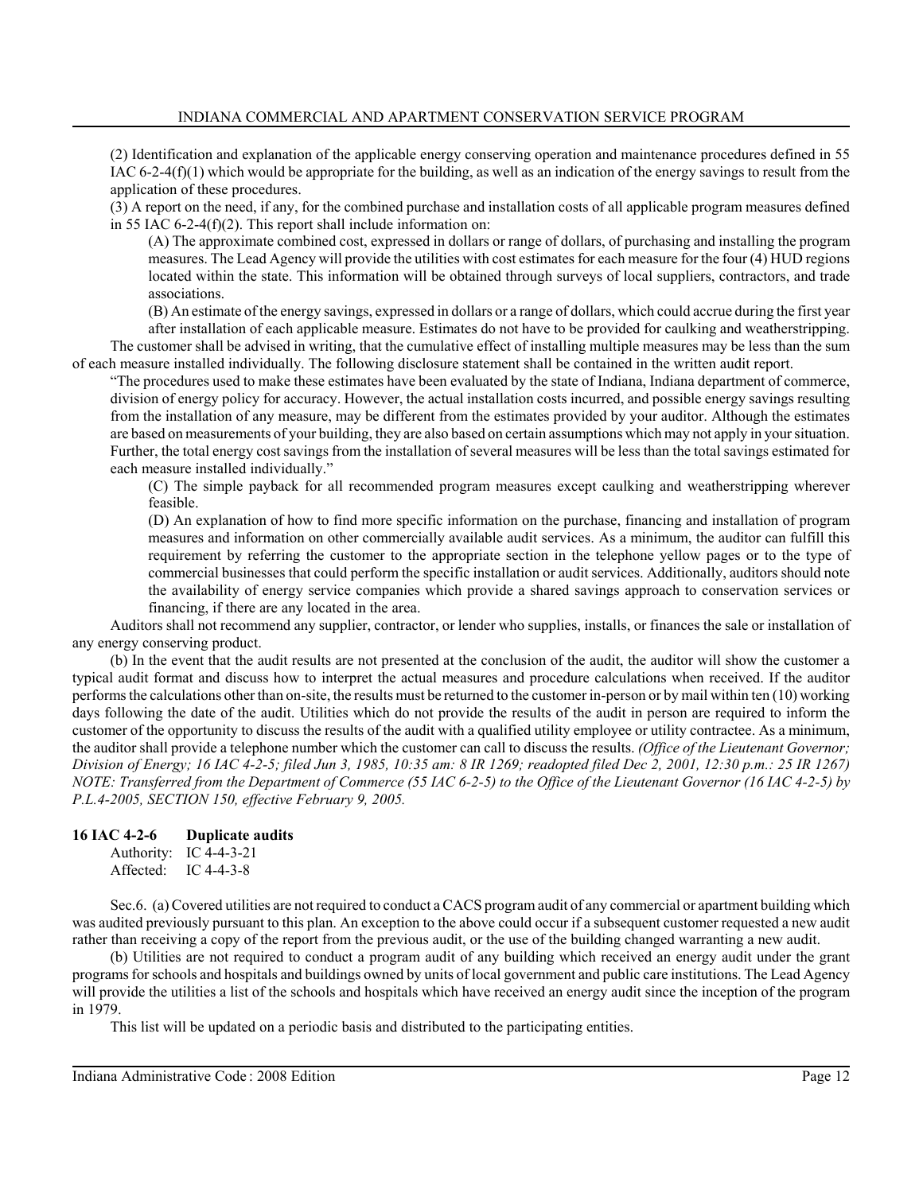(2) Identification and explanation of the applicable energy conserving operation and maintenance procedures defined in 55 IAC 6-2-4(f)(1) which would be appropriate for the building, as well as an indication of the energy savings to result from the application of these procedures.

(3) A report on the need, if any, for the combined purchase and installation costs of all applicable program measures defined in 55 IAC 6-2-4(f)(2). This report shall include information on:

(A) The approximate combined cost, expressed in dollars or range of dollars, of purchasing and installing the program measures. The Lead Agency will provide the utilities with cost estimates for each measure for the four (4) HUD regions located within the state. This information will be obtained through surveys of local suppliers, contractors, and trade associations.

(B) An estimate of the energy savings, expressed in dollars or a range of dollars, which could accrue during the first year after installation of each applicable measure. Estimates do not have to be provided for caulking and weatherstripping.

The customer shall be advised in writing, that the cumulative effect of installing multiple measures may be less than the sum of each measure installed individually. The following disclosure statement shall be contained in the written audit report.

"The procedures used to make these estimates have been evaluated by the state of Indiana, Indiana department of commerce, division of energy policy for accuracy. However, the actual installation costs incurred, and possible energy savings resulting from the installation of any measure, may be different from the estimates provided by your auditor. Although the estimates are based on measurements of your building, they are also based on certain assumptions which may not apply in your situation. Further, the total energy cost savings from the installation of several measures will be less than the total savings estimated for each measure installed individually."

(C) The simple payback for all recommended program measures except caulking and weatherstripping wherever feasible.

(D) An explanation of how to find more specific information on the purchase, financing and installation of program measures and information on other commercially available audit services. As a minimum, the auditor can fulfill this requirement by referring the customer to the appropriate section in the telephone yellow pages or to the type of commercial businesses that could perform the specific installation or audit services. Additionally, auditors should note the availability of energy service companies which provide a shared savings approach to conservation services or financing, if there are any located in the area.

Auditors shall not recommend any supplier, contractor, or lender who supplies, installs, or finances the sale or installation of any energy conserving product.

(b) In the event that the audit results are not presented at the conclusion of the audit, the auditor will show the customer a typical audit format and discuss how to interpret the actual measures and procedure calculations when received. If the auditor performs the calculations other than on-site, the results must be returned to the customer in-person or by mail within ten (10) working days following the date of the audit. Utilities which do not provide the results of the audit in person are required to inform the customer of the opportunity to discuss the results of the audit with a qualified utility employee or utility contractee. As a minimum, the auditor shall provide a telephone number which the customer can call to discuss the results. *(Office of the Lieutenant Governor; Division of Energy; 16 IAC 4-2-5; filed Jun 3, 1985, 10:35 am: 8 IR 1269; readopted filed Dec 2, 2001, 12:30 p.m.: 25 IR 1267) NOTE: Transferred from the Department of Commerce (55 IAC 6-2-5) to the Office of the Lieutenant Governor (16 IAC 4-2-5) by P.L.4-2005, SECTION 150, effective February 9, 2005.*

### 16 IAC 4-2-6 Duplicate audits

Authority: IC 4-4-3-21
Affected: IC 4-4-3-8

Sec.6. (a) Covered utilities are not required to conduct a CACS program audit of any commercial or apartment building which was audited previously pursuant to this plan. An exception to the above could occur if a subsequent customer requested a new audit rather than receiving a copy of the report from the previous audit, or the use of the building changed warranting a new audit.

(b) Utilities are not required to conduct a program audit of any building which received an energy audit under the grant programs for schools and hospitals and buildings owned by units of local government and public care institutions. The Lead Agency will provide the utilities a list of the schools and hospitals which have received an energy audit since the inception of the program in 1979.

This list will be updated on a periodic basis and distributed to the participating entities.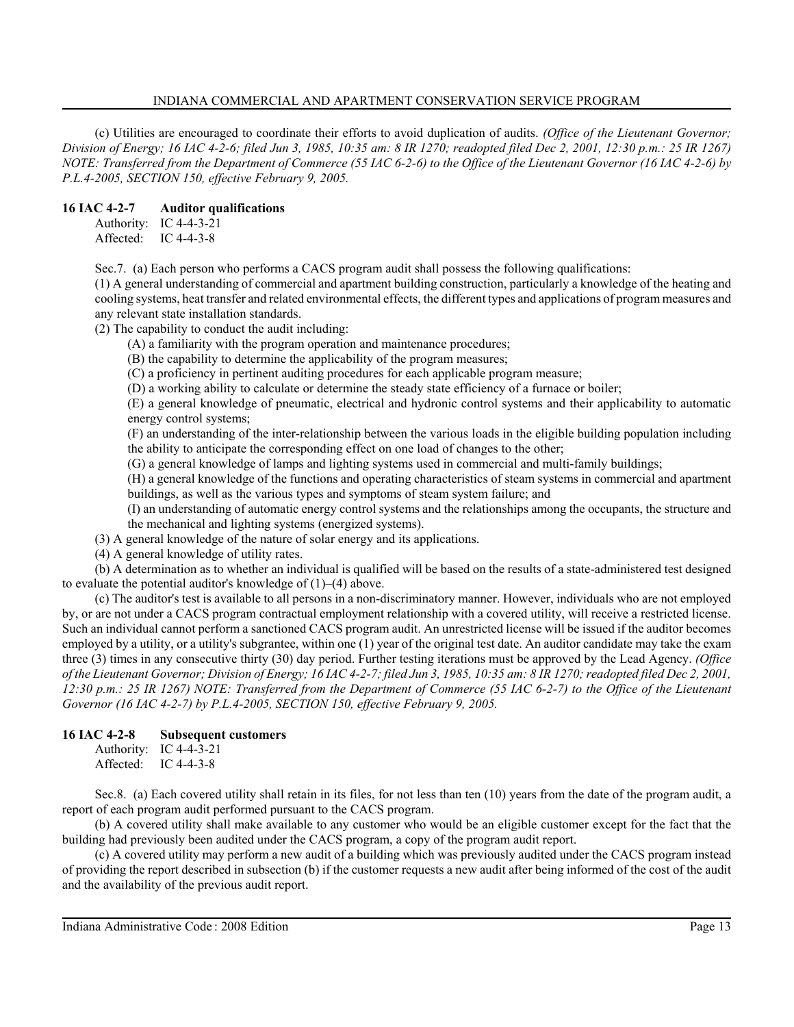(c) Utilities are encouraged to coordinate their efforts to avoid duplication of audits. *(Office of the Lieutenant Governor; Division of Energy; 16 IAC 4-2-6; filed Jun 3, 1985, 10:35 am: 8 IR 1270; readopted filed Dec 2, 2001, 12:30 p.m.: 25 IR 1267) NOTE: Transferred from the Department of Commerce (55 IAC 6-2-6) to the Office of the Lieutenant Governor (16 IAC 4-2-6) by P.L.4-2005, SECTION 150, effective February 9, 2005.*

### 16 IAC 4-2-7 Auditor qualifications

Authority: IC 4-4-3-21
Affected: IC 4-4-3-8

Sec.7. (a) Each person who performs a CACS program audit shall possess the following qualifications:

(1) A general understanding of commercial and apartment building construction, particularly a knowledge of the heating and cooling systems, heat transfer and related environmental effects, the different types and applications of program measures and any relevant state installation standards.

(2) The capability to conduct the audit including:

(A) a familiarity with the program operation and maintenance procedures;

(B) the capability to determine the applicability of the program measures;

(C) a proficiency in pertinent auditing procedures for each applicable program measure;

(D) a working ability to calculate or determine the steady state efficiency of a furnace or boiler;

(E) a general knowledge of pneumatic, electrical and hydronic control systems and their applicability to automatic energy control systems;

(F) an understanding of the inter-relationship between the various loads in the eligible building population including the ability to anticipate the corresponding effect on one load of changes to the other;

(G) a general knowledge of lamps and lighting systems used in commercial and multi-family buildings;

(H) a general knowledge of the functions and operating characteristics of steam systems in commercial and apartment buildings, as well as the various types and symptoms of steam system failure; and

(I) an understanding of automatic energy control systems and the relationships among the occupants, the structure and the mechanical and lighting systems (energized systems).

(3) A general knowledge of the nature of solar energy and its applications.

(4) A general knowledge of utility rates.

(b) A determination as to whether an individual is qualified will be based on the results of a state-administered test designed to evaluate the potential auditor's knowledge of (1)–(4) above.

(c) The auditor's test is available to all persons in a non-discriminatory manner. However, individuals who are not employed by, or are not under a CACS program contractual employment relationship with a covered utility, will receive a restricted license. Such an individual cannot perform a sanctioned CACS program audit. An unrestricted license will be issued if the auditor becomes employed by a utility, or a utility's subgrantee, within one (1) year of the original test date. An auditor candidate may take the exam three (3) times in any consecutive thirty (30) day period. Further testing iterations must be approved by the Lead Agency. *(Office of the Lieutenant Governor; Division of Energy; 16 IAC 4-2-7; filed Jun 3, 1985, 10:35 am: 8 IR 1270; readopted filed Dec 2, 2001, 12:30 p.m.: 25 IR 1267) NOTE: Transferred from the Department of Commerce (55 IAC 6-2-7) to the Office of the Lieutenant Governor (16 IAC 4-2-7) by P.L.4-2005, SECTION 150, effective February 9, 2005.*

### 16 IAC 4-2-8 Subsequent customers

Authority: IC 4-4-3-21
Affected: IC 4-4-3-8

Sec.8. (a) Each covered utility shall retain in its files, for not less than ten (10) years from the date of the program audit, a report of each program audit performed pursuant to the CACS program.

(b) A covered utility shall make available to any customer who would be an eligible customer except for the fact that the building had previously been audited under the CACS program, a copy of the program audit report.

(c) A covered utility may perform a new audit of a building which was previously audited under the CACS program instead of providing the report described in subsection (b) if the customer requests a new audit after being informed of the cost of the audit and the availability of the previous audit report.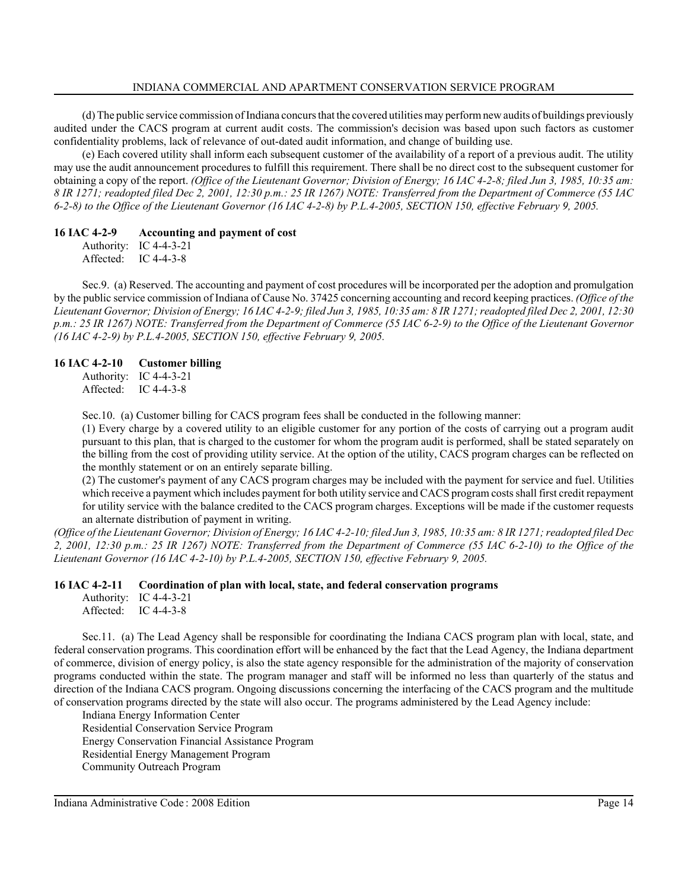(d) The public service commission of Indiana concurs that the covered utilities may perform new audits of buildings previously audited under the CACS program at current audit costs. The commission's decision was based upon such factors as customer confidentiality problems, lack of relevance of out-dated audit information, and change of building use.

(e) Each covered utility shall inform each subsequent customer of the availability of a report of a previous audit. The utility may use the audit announcement procedures to fulfill this requirement. There shall be no direct cost to the subsequent customer for obtaining a copy of the report. *(Office of the Lieutenant Governor; Division of Energy; 16 IAC 4-2-8; filed Jun 3, 1985, 10:35 am: 8 IR 1271; readopted filed Dec 2, 2001, 12:30 p.m.: 25 IR 1267) NOTE: Transferred from the Department of Commerce (55 IAC 6-2-8) to the Office of the Lieutenant Governor (16 IAC 4-2-8) by P.L.4-2005, SECTION 150, effective February 9, 2005.*

### 16 IAC 4-2-9 Accounting and payment of cost

Authority: IC 4-4-3-21
Affected: IC 4-4-3-8

Sec.9. (a) Reserved. The accounting and payment of cost procedures will be incorporated per the adoption and promulgation by the public service commission of Indiana of Cause No. 37425 concerning accounting and record keeping practices. *(Office of the Lieutenant Governor; Division of Energy; 16 IAC 4-2-9; filed Jun 3, 1985, 10:35 am: 8 IR 1271; readopted filed Dec 2, 2001, 12:30 p.m.: 25 IR 1267) NOTE: Transferred from the Department of Commerce (55 IAC 6-2-9) to the Office of the Lieutenant Governor (16 IAC 4-2-9) by P.L.4-2005, SECTION 150, effective February 9, 2005.*

### 16 IAC 4-2-10 Customer billing

Authority: IC 4-4-3-21
Affected: IC 4-4-3-8

Sec.10. (a) Customer billing for CACS program fees shall be conducted in the following manner:

(1) Every charge by a covered utility to an eligible customer for any portion of the costs of carrying out a program audit pursuant to this plan, that is charged to the customer for whom the program audit is performed, shall be stated separately on the billing from the cost of providing utility service. At the option of the utility, CACS program charges can be reflected on the monthly statement or on an entirely separate billing.

(2) The customer's payment of any CACS program charges may be included with the payment for service and fuel. Utilities which receive a payment which includes payment for both utility service and CACS program costs shall first credit repayment for utility service with the balance credited to the CACS program charges. Exceptions will be made if the customer requests an alternate distribution of payment in writing.

*(Office of the Lieutenant Governor; Division of Energy; 16 IAC 4-2-10; filed Jun 3, 1985, 10:35 am: 8 IR 1271; readopted filed Dec 2, 2001, 12:30 p.m.: 25 IR 1267) NOTE: Transferred from the Department of Commerce (55 IAC 6-2-10) to the Office of the Lieutenant Governor (16 IAC 4-2-10) by P.L.4-2005, SECTION 150, effective February 9, 2005.*

### 16 IAC 4-2-11 Coordination of plan with local, state, and federal conservation programs

Authority: IC 4-4-3-21
Affected: IC 4-4-3-8

Sec.11. (a) The Lead Agency shall be responsible for coordinating the Indiana CACS program plan with local, state, and federal conservation programs. This coordination effort will be enhanced by the fact that the Lead Agency, the Indiana department of commerce, division of energy policy, is also the state agency responsible for the administration of the majority of conservation programs conducted within the state. The program manager and staff will be informed no less than quarterly of the status and direction of the Indiana CACS program. Ongoing discussions concerning the interfacing of the CACS program and the multitude of conservation programs directed by the state will also occur. The programs administered by the Lead Agency include:

Indiana Energy Information Center
Residential Conservation Service Program
Energy Conservation Financial Assistance Program
Residential Energy Management Program
Community Outreach Program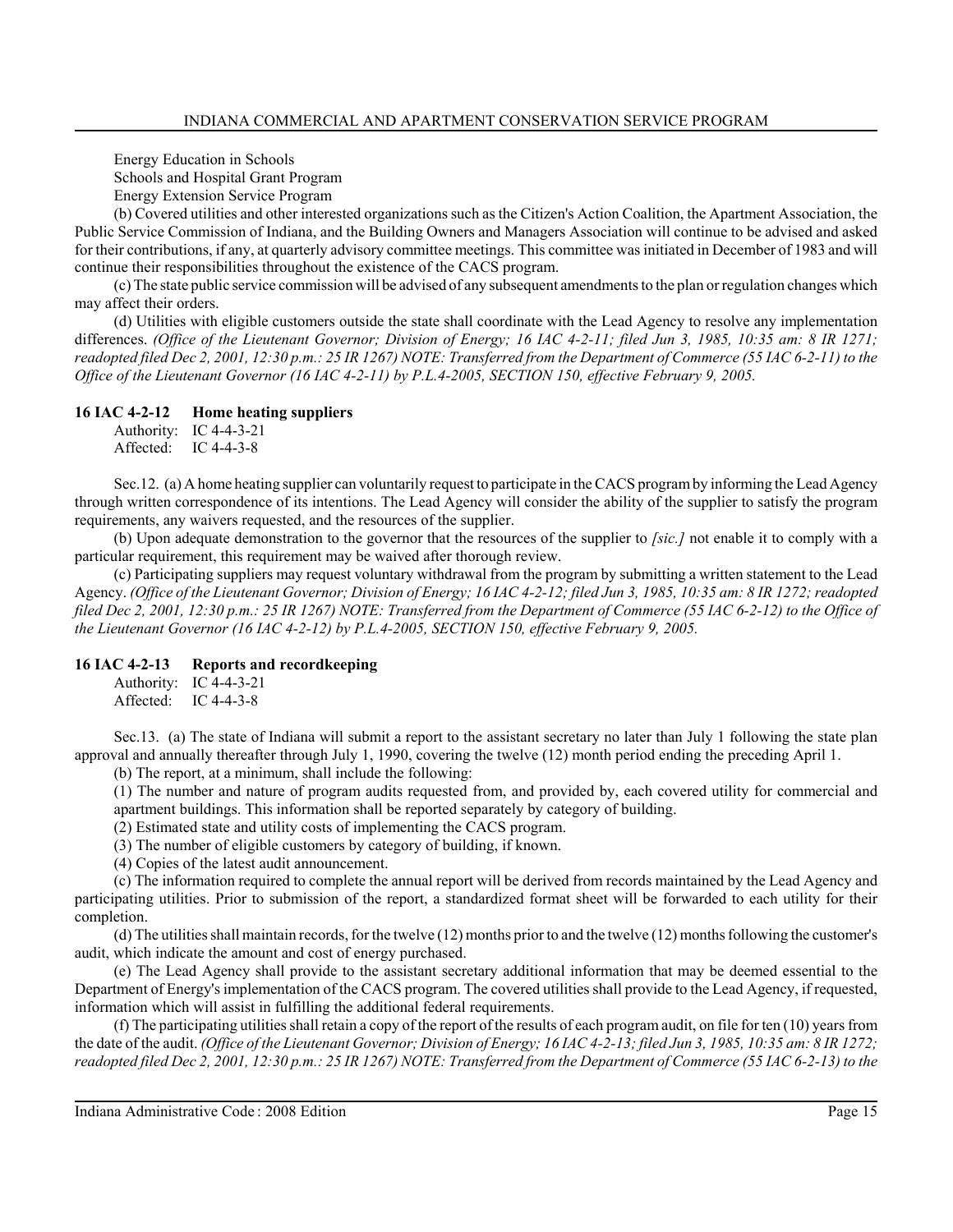Energy Education in Schools

Schools and Hospital Grant Program

Energy Extension Service Program

(b) Covered utilities and other interested organizations such as the Citizen's Action Coalition, the Apartment Association, the Public Service Commission of Indiana, and the Building Owners and Managers Association will continue to be advised and asked for their contributions, if any, at quarterly advisory committee meetings. This committee was initiated in December of 1983 and will continue their responsibilities throughout the existence of the CACS program.

(c) The state public service commission will be advised of any subsequent amendments to the plan or regulation changes which may affect their orders.

(d) Utilities with eligible customers outside the state shall coordinate with the Lead Agency to resolve any implementation differences. *(Office of the Lieutenant Governor; Division of Energy; 16 IAC 4-2-11; filed Jun 3, 1985, 10:35 am: 8 IR 1271; readopted filed Dec 2, 2001, 12:30 p.m.: 25 IR 1267) NOTE: Transferred from the Department of Commerce (55 IAC 6-2-11) to the Office of the Lieutenant Governor (16 IAC 4-2-11) by P.L.4-2005, SECTION 150, effective February 9, 2005.*

### 16 IAC 4-2-12 Home heating suppliers

Authority: IC 4-4-3-21
Affected: IC 4-4-3-8

Sec.12. (a) A home heating supplier can voluntarily request to participate in the CACS program by informing the Lead Agency through written correspondence of its intentions. The Lead Agency will consider the ability of the supplier to satisfy the program requirements, any waivers requested, and the resources of the supplier.

(b) Upon adequate demonstration to the governor that the resources of the supplier to *[sic.]* not enable it to comply with a particular requirement, this requirement may be waived after thorough review.

(c) Participating suppliers may request voluntary withdrawal from the program by submitting a written statement to the Lead Agency. *(Office of the Lieutenant Governor; Division of Energy; 16 IAC 4-2-12; filed Jun 3, 1985, 10:35 am: 8 IR 1272; readopted filed Dec 2, 2001, 12:30 p.m.: 25 IR 1267) NOTE: Transferred from the Department of Commerce (55 IAC 6-2-12) to the Office of the Lieutenant Governor (16 IAC 4-2-12) by P.L.4-2005, SECTION 150, effective February 9, 2005.*

### 16 IAC 4-2-13 Reports and recordkeeping

Authority: IC 4-4-3-21
Affected: IC 4-4-3-8

Sec.13. (a) The state of Indiana will submit a report to the assistant secretary no later than July 1 following the state plan approval and annually thereafter through July 1, 1990, covering the twelve (12) month period ending the preceding April 1.

(b) The report, at a minimum, shall include the following:

(1) The number and nature of program audits requested from, and provided by, each covered utility for commercial and apartment buildings. This information shall be reported separately by category of building.

(2) Estimated state and utility costs of implementing the CACS program.

(3) The number of eligible customers by category of building, if known.

(4) Copies of the latest audit announcement.

(c) The information required to complete the annual report will be derived from records maintained by the Lead Agency and participating utilities. Prior to submission of the report, a standardized format sheet will be forwarded to each utility for their completion.

(d) The utilities shall maintain records, for the twelve (12) months prior to and the twelve (12) months following the customer's audit, which indicate the amount and cost of energy purchased.

(e) The Lead Agency shall provide to the assistant secretary additional information that may be deemed essential to the Department of Energy's implementation of the CACS program. The covered utilities shall provide to the Lead Agency, if requested, information which will assist in fulfilling the additional federal requirements.

(f) The participating utilities shall retain a copy of the report of the results of each program audit, on file for ten (10) years from the date of the audit. *(Office of the Lieutenant Governor; Division of Energy; 16 IAC 4-2-13; filed Jun 3, 1985, 10:35 am: 8 IR 1272; readopted filed Dec 2, 2001, 12:30 p.m.: 25 IR 1267) NOTE: Transferred from the Department of Commerce (55 IAC 6-2-13) to the*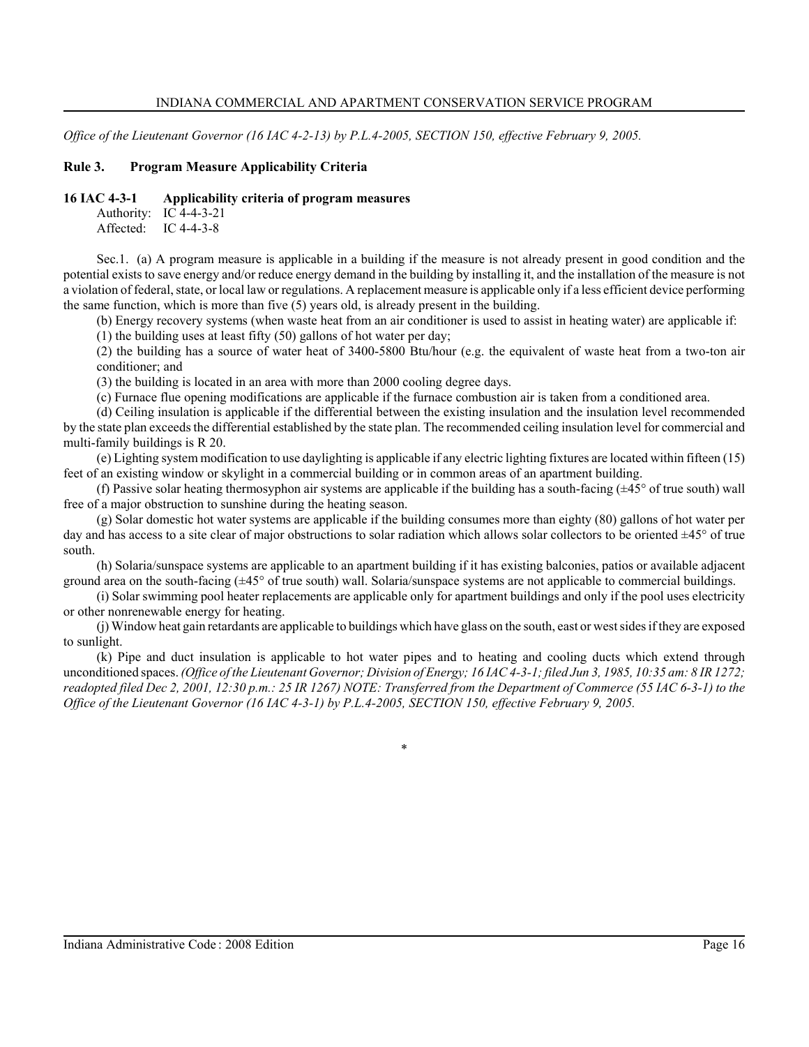*Office of the Lieutenant Governor (16 IAC 4-2-13) by P.L.4-2005, SECTION 150, effective February 9, 2005.*

## Rule 3. Program Measure Applicability Criteria

### 16 IAC 4-3-1 Applicability criteria of program measures

Authority: IC 4-4-3-21
Affected: IC 4-4-3-8

Sec.1. (a) A program measure is applicable in a building if the measure is not already present in good condition and the potential exists to save energy and/or reduce energy demand in the building by installing it, and the installation of the measure is not a violation of federal, state, or local law or regulations. A replacement measure is applicable only if a less efficient device performing the same function, which is more than five (5) years old, is already present in the building.

(b) Energy recovery systems (when waste heat from an air conditioner is used to assist in heating water) are applicable if:

(1) the building uses at least fifty (50) gallons of hot water per day;

(2) the building has a source of water heat of 3400-5800 Btu/hour (e.g. the equivalent of waste heat from a two-ton air conditioner; and

(3) the building is located in an area with more than 2000 cooling degree days.

(c) Furnace flue opening modifications are applicable if the furnace combustion air is taken from a conditioned area.

(d) Ceiling insulation is applicable if the differential between the existing insulation and the insulation level recommended by the state plan exceeds the differential established by the state plan. The recommended ceiling insulation level for commercial and multi-family buildings is R 20.

(e) Lighting system modification to use daylighting is applicable if any electric lighting fixtures are located within fifteen (15) feet of an existing window or skylight in a commercial building or in common areas of an apartment building.

(f) Passive solar heating thermosyphon air systems are applicable if the building has a south-facing (±45° of true south) wall free of a major obstruction to sunshine during the heating season.

(g) Solar domestic hot water systems are applicable if the building consumes more than eighty (80) gallons of hot water per day and has access to a site clear of major obstructions to solar radiation which allows solar collectors to be oriented ±45° of true south.

(h) Solaria/sunspace systems are applicable to an apartment building if it has existing balconies, patios or available adjacent ground area on the south-facing (±45° of true south) wall. Solaria/sunspace systems are not applicable to commercial buildings.

(i) Solar swimming pool heater replacements are applicable only for apartment buildings and only if the pool uses electricity or other nonrenewable energy for heating.

(j) Window heat gain retardants are applicable to buildings which have glass on the south, east or west sides if they are exposed to sunlight.

(k) Pipe and duct insulation is applicable to hot water pipes and to heating and cooling ducts which extend through unconditioned spaces. *(Office of the Lieutenant Governor; Division of Energy; 16 IAC 4-3-1; filed Jun 3, 1985, 10:35 am: 8 IR 1272; readopted filed Dec 2, 2001, 12:30 p.m.: 25 IR 1267) NOTE: Transferred from the Department of Commerce (55 IAC 6-3-1) to the Office of the Lieutenant Governor (16 IAC 4-3-1) by P.L.4-2005, SECTION 150, effective February 9, 2005.*

*